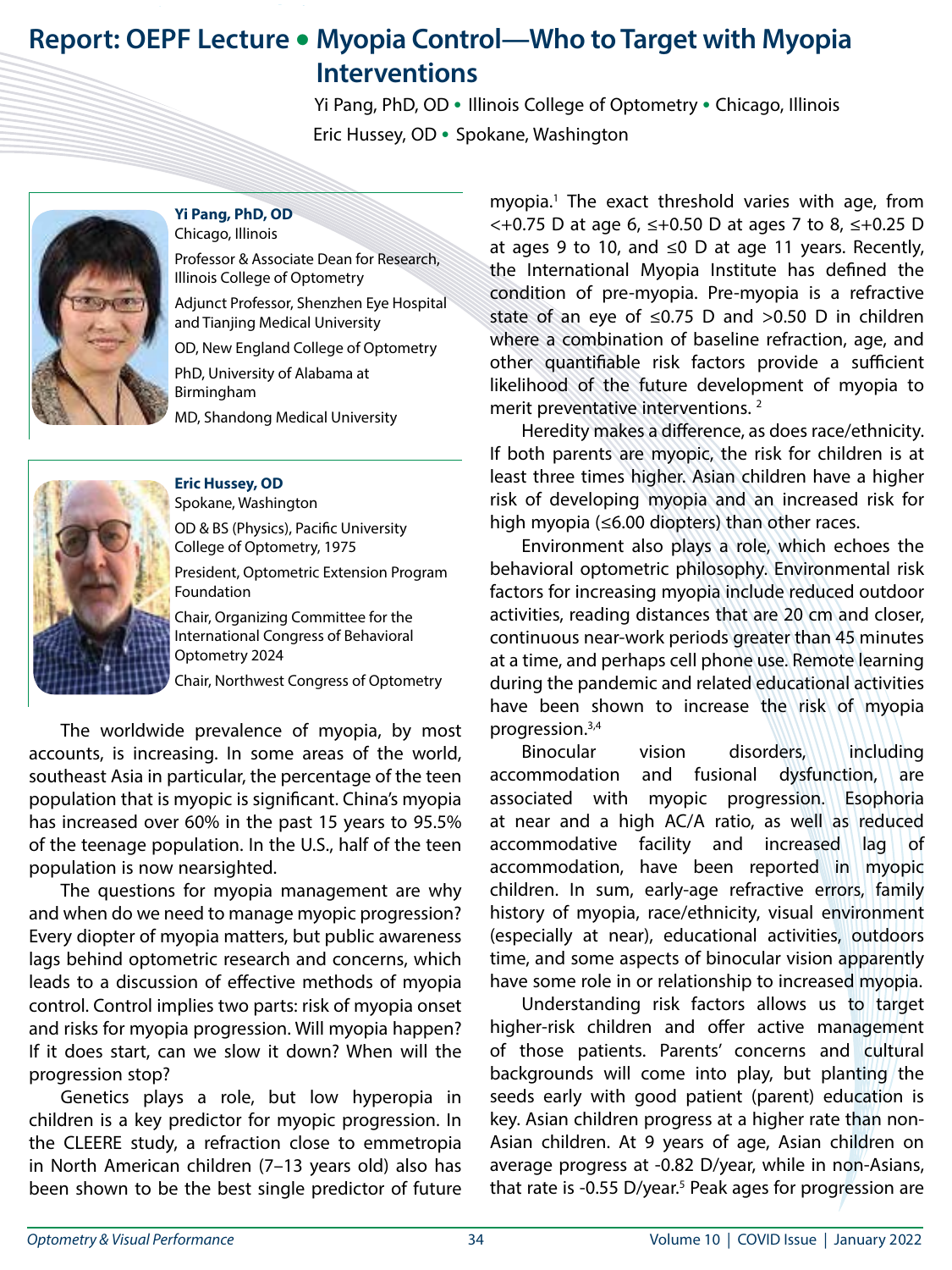# Report: OEPF Lecture • Myopia Control—Who to Target with Myopia Interventions

Yi Pang, PhD, OD • Illinois College of Optometry • Chicago, Illinois

Eric Hussey, OD • Spokane, Washington

**Yi Pang, PhD, OD**
Chicago, Illinois
Professor & Associate Dean for Research, Illinois College of Optometry
Adjunct Professor, Shenzhen Eye Hospital and Tianjing Medical University
OD, New England College of Optometry
PhD, University of Alabama at Birmingham
MD, Shandong Medical University

**Eric Hussey, OD**
Spokane, Washington
OD & BS (Physics), Pacific University College of Optometry, 1975
President, Optometric Extension Program Foundation
Chair, Organizing Committee for the International Congress of Behavioral Optometry 2024
Chair, Northwest Congress of Optometry

The worldwide prevalence of myopia, by most accounts, is increasing. In some areas of the world, southeast Asia in particular, the percentage of the teen population that is myopic is significant. China's myopia has increased over 60% in the past 15 years to 95.5% of the teenage population. In the U.S., half of the teen population is now nearsighted.

The questions for myopia management are why and when do we need to manage myopic progression? Every diopter of myopia matters, but public awareness lags behind optometric research and concerns, which leads to a discussion of effective methods of myopia control. Control implies two parts: risk of myopia onset and risks for myopia progression. Will myopia happen? If it does start, can we slow it down? When will the progression stop?

Genetics plays a role, but low hyperopia in children is a key predictor for myopic progression. In the CLEERE study, a refraction close to emmetropia in North American children (7–13 years old) also has been shown to be the best single predictor of future myopia.[1] The exact threshold varies with age, from <+0.75 D at age 6, ≤+0.50 D at ages 7 to 8, ≤+0.25 D at ages 9 to 10, and ≤0 D at age 11 years. Recently, the International Myopia Institute has defined the condition of pre-myopia. Pre-myopia is a refractive state of an eye of ≤0.75 D and >0.50 D in children where a combination of baseline refraction, age, and other quantifiable risk factors provide a sufficient likelihood of the future development of myopia to merit preventative interventions.[2]

Heredity makes a difference, as does race/ethnicity. If both parents are myopic, the risk for children is at least three times higher. Asian children have a higher risk of developing myopia and an increased risk for high myopia (≤6.00 diopters) than other races.

Environment also plays a role, which echoes the behavioral optometric philosophy. Environmental risk factors for increasing myopia include reduced outdoor activities, reading distances that are 20 cm and closer, continuous near-work periods greater than 45 minutes at a time, and perhaps cell phone use. Remote learning during the pandemic and related educational activities have been shown to increase the risk of myopia progression.[3,4]

Binocular vision disorders, including accommodation and fusional dysfunction, are associated with myopic progression. Esophoria at near and a high AC/A ratio, as well as reduced accommodative facility and increased lag of accommodation, have been reported in myopic children. In sum, early-age refractive errors, family history of myopia, race/ethnicity, visual environment (especially at near), educational activities, outdoors time, and some aspects of binocular vision apparently have some role in or relationship to increased myopia.

Understanding risk factors allows us to target higher-risk children and offer active management of those patients. Parents' concerns and cultural backgrounds will come into play, but planting the seeds early with good patient (parent) education is key. Asian children progress at a higher rate than non-Asian children. At 9 years of age, Asian children on average progress at -0.82 D/year, while in non-Asians, that rate is -0.55 D/year.[5] Peak ages for progression are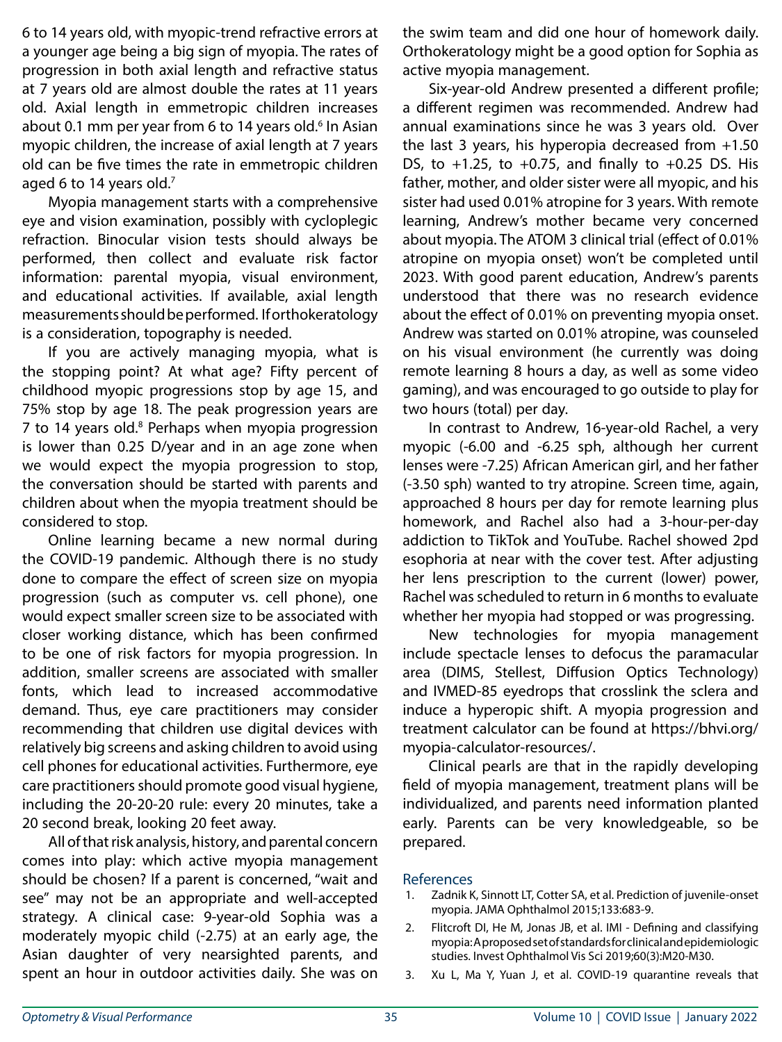6 to 14 years old, with myopic-trend refractive errors at a younger age being a big sign of myopia. The rates of progression in both axial length and refractive status at 7 years old are almost double the rates at 11 years old. Axial length in emmetropic children increases about 0.1 mm per year from 6 to 14 years old.[6] In Asian myopic children, the increase of axial length at 7 years old can be five times the rate in emmetropic children aged 6 to 14 years old.[7]

Myopia management starts with a comprehensive eye and vision examination, possibly with cycloplegic refraction. Binocular vision tests should always be performed, then collect and evaluate risk factor information: parental myopia, visual environment, and educational activities. If available, axial length measurements should be performed. If orthokeratology is a consideration, topography is needed.

If you are actively managing myopia, what is the stopping point? At what age? Fifty percent of childhood myopic progressions stop by age 15, and 75% stop by age 18. The peak progression years are 7 to 14 years old.[8] Perhaps when myopia progression is lower than 0.25 D/year and in an age zone when we would expect the myopia progression to stop, the conversation should be started with parents and children about when the myopia treatment should be considered to stop.

Online learning became a new normal during the COVID-19 pandemic. Although there is no study done to compare the effect of screen size on myopia progression (such as computer vs. cell phone), one would expect smaller screen size to be associated with closer working distance, which has been confirmed to be one of risk factors for myopia progression. In addition, smaller screens are associated with smaller fonts, which lead to increased accommodative demand. Thus, eye care practitioners may consider recommending that children use digital devices with relatively big screens and asking children to avoid using cell phones for educational activities. Furthermore, eye care practitioners should promote good visual hygiene, including the 20-20-20 rule: every 20 minutes, take a 20 second break, looking 20 feet away.

All of that risk analysis, history, and parental concern comes into play: which active myopia management should be chosen? If a parent is concerned, "wait and see" may not be an appropriate and well-accepted strategy. A clinical case: 9-year-old Sophia was a moderately myopic child (-2.75) at an early age, the Asian daughter of very nearsighted parents, and spent an hour in outdoor activities daily. She was on the swim team and did one hour of homework daily. Orthokeratology might be a good option for Sophia as active myopia management.

Six-year-old Andrew presented a different profile; a different regimen was recommended. Andrew had annual examinations since he was 3 years old. Over the last 3 years, his hyperopia decreased from +1.50 DS, to +1.25, to +0.75, and finally to +0.25 DS. His father, mother, and older sister were all myopic, and his sister had used 0.01% atropine for 3 years. With remote learning, Andrew's mother became very concerned about myopia. The ATOM 3 clinical trial (effect of 0.01% atropine on myopia onset) won't be completed until 2023. With good parent education, Andrew's parents understood that there was no research evidence about the effect of 0.01% on preventing myopia onset. Andrew was started on 0.01% atropine, was counseled on his visual environment (he currently was doing remote learning 8 hours a day, as well as some video gaming), and was encouraged to go outside to play for two hours (total) per day.

In contrast to Andrew, 16-year-old Rachel, a very myopic (-6.00 and -6.25 sph, although her current lenses were -7.25) African American girl, and her father (-3.50 sph) wanted to try atropine. Screen time, again, approached 8 hours per day for remote learning plus homework, and Rachel also had a 3-hour-per-day addiction to TikTok and YouTube. Rachel showed 2pd esophoria at near with the cover test. After adjusting her lens prescription to the current (lower) power, Rachel was scheduled to return in 6 months to evaluate whether her myopia had stopped or was progressing.

New technologies for myopia management include spectacle lenses to defocus the paramacular area (DIMS, Stellest, Diffusion Optics Technology) and IVMED-85 eyedrops that crosslink the sclera and induce a hyperopic shift. A myopia progression and treatment calculator can be found at https://bhvi.org/myopia-calculator-resources/.

Clinical pearls are that in the rapidly developing field of myopia management, treatment plans will be individualized, and parents need information planted early. Parents can be very knowledgeable, so be prepared.

## References

1. Zadnik K, Sinnott LT, Cotter SA, et al. Prediction of juvenile-onset myopia. JAMA Ophthalmol 2015;133:683-9.
2. Flitcroft DI, He M, Jonas JB, et al. IMI - Defining and classifying myopia: A proposed set of standards for clinical and epidemiologic studies. Invest Ophthalmol Vis Sci 2019;60(3):M20-M30.
3. Xu L, Ma Y, Yuan J, et al. COVID-19 quarantine reveals that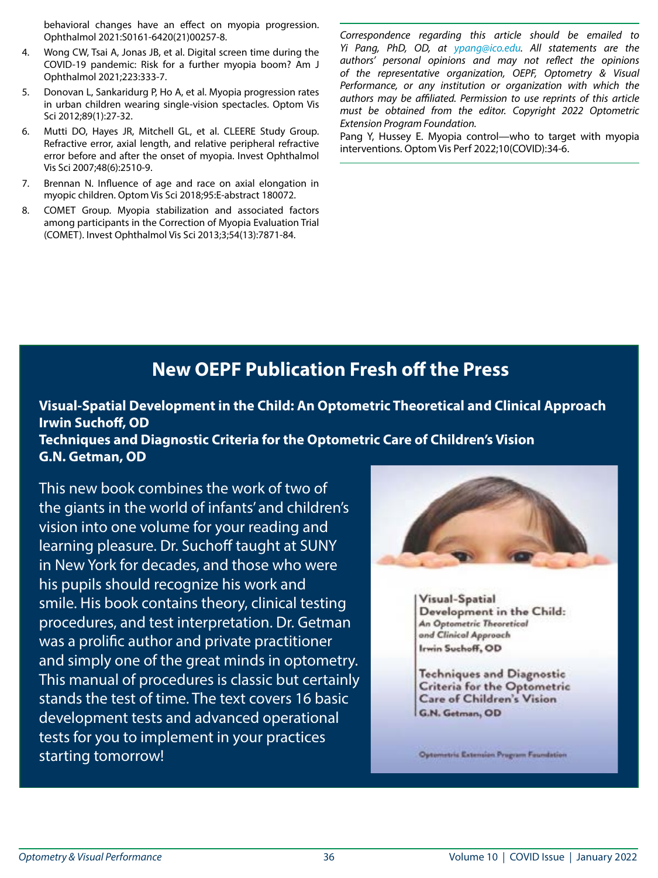behavioral changes have an effect on myopia progression. Ophthalmol 2021:S0161-6420(21)00257-8.

4. Wong CW, Tsai A, Jonas JB, et al. Digital screen time during the COVID-19 pandemic: Risk for a further myopia boom? Am J Ophthalmol 2021;223:333-7.
5. Donovan L, Sankaridurg P, Ho A, et al. Myopia progression rates in urban children wearing single-vision spectacles. Optom Vis Sci 2012;89(1):27-32.
6. Mutti DO, Hayes JR, Mitchell GL, et al. CLEERE Study Group. Refractive error, axial length, and relative peripheral refractive error before and after the onset of myopia. Invest Ophthalmol Vis Sci 2007;48(6):2510-9.
7. Brennan N. Influence of age and race on axial elongation in myopic children. Optom Vis Sci 2018;95:E-abstract 180072.
8. COMET Group. Myopia stabilization and associated factors among participants in the Correction of Myopia Evaluation Trial (COMET). Invest Ophthalmol Vis Sci 2013;3;54(13):7871-84.

*Correspondence regarding this article should be emailed to Yi Pang, PhD, OD, at ypang@ico.edu. All statements are the authors' personal opinions and may not reflect the opinions of the representative organization, OEPF, Optometry & Visual Performance, or any institution or organization with which the authors may be affiliated. Permission to use reprints of this article must be obtained from the editor. Copyright 2022 Optometric Extension Program Foundation.*

Pang Y, Hussey E. Myopia control—who to target with myopia interventions. Optom Vis Perf 2022;10(COVID):34-6.

## New OEPF Publication Fresh off the Press

**Visual-Spatial Development in the Child: An Optometric Theoretical and Clinical Approach**
**Irwin Suchoff, OD**
**Techniques and Diagnostic Criteria for the Optometric Care of Children's Vision**
**G.N. Getman, OD**

This new book combines the work of two of the giants in the world of infants' and children's vision into one volume for your reading and learning pleasure. Dr. Suchoff taught at SUNY in New York for decades, and those who were his pupils should recognize his work and smile. His book contains theory, clinical testing procedures, and test interpretation. Dr. Getman was a prolific author and private practitioner and simply one of the great minds in optometry. This manual of procedures is classic but certainly stands the test of time. The text covers 16 basic development tests and advanced operational tests for you to implement in your practices starting tomorrow!